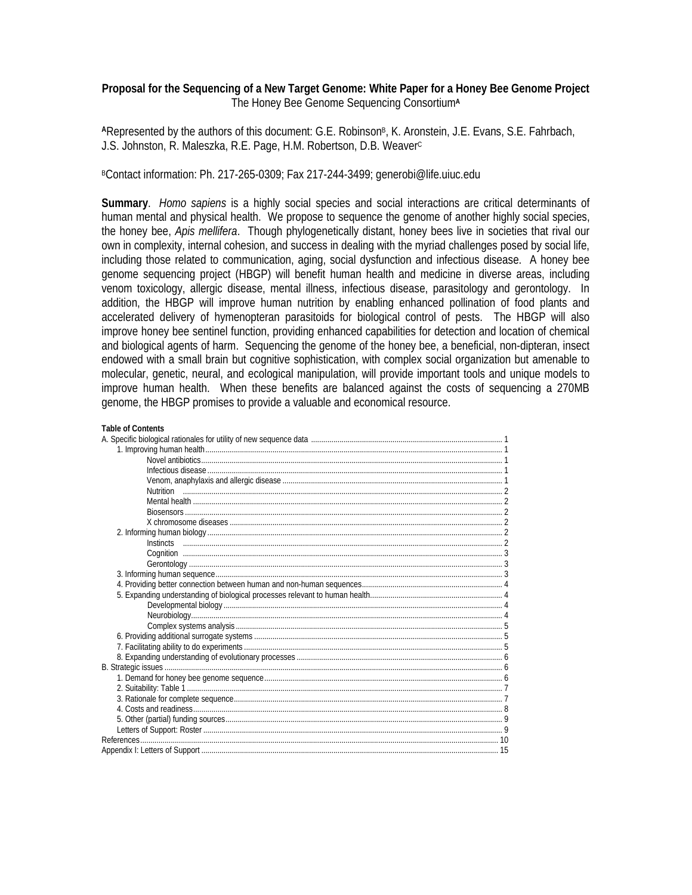**Proposal for the Sequencing of a New Target Genome: White Paper for a Honey Bee Genome Project**

The Honey Bee Genome Sequencing Consortium[A]

[A]Represented by the authors of this document: G.E. Robinson[B], K. Aronstein, J.E. Evans, S.E. Fahrbach, J.S. Johnston, R. Maleszka, R.E. Page, H.M. Robertson, D.B. Weaver[C]

[B]Contact information: Ph. 217-265-0309; Fax 217-244-3499; generobi@life.uiuc.edu

**Summary**. *Homo sapiens* is a highly social species and social interactions are critical determinants of human mental and physical health. We propose to sequence the genome of another highly social species, the honey bee, *Apis mellifera*. Though phylogenetically distant, honey bees live in societies that rival our own in complexity, internal cohesion, and success in dealing with the myriad challenges posed by social life, including those related to communication, aging, social dysfunction and infectious disease. A honey bee genome sequencing project (HBGP) will benefit human health and medicine in diverse areas, including venom toxicology, allergic disease, mental illness, infectious disease, parasitology and gerontology. In addition, the HBGP will improve human nutrition by enabling enhanced pollination of food plants and accelerated delivery of hymenopteran parasitoids for biological control of pests. The HBGP will also improve honey bee sentinel function, providing enhanced capabilities for detection and location of chemical and biological agents of harm. Sequencing the genome of the honey bee, a beneficial, non-dipteran, insect endowed with a small brain but cognitive sophistication, with complex social organization but amenable to molecular, genetic, neural, and ecological manipulation, will provide important tools and unique models to improve human health. When these benefits are balanced against the costs of sequencing a 270MB genome, the HBGP promises to provide a valuable and economical resource.

**Table of Contents**

- A. Specific biological rationales for utility of new sequence data ........ 1
  - 1. Improving human health ........ 1
    - Novel antibiotics ........ 1
    - Infectious disease ........ 1
    - Venom, anaphylaxis and allergic disease ........ 1
    - Nutrition ........ 2
    - Mental health ........ 2
    - Biosensors ........ 2
    - X chromosome diseases ........ 2
  - 2. Informing human biology ........ 2
    - Instincts ........ 2
    - Cognition ........ 3
    - Gerontology ........ 3
  - 3. Informing human sequence ........ 3
  - 4. Providing better connection between human and non-human sequences ........ 4
  - 5. Expanding understanding of biological processes relevant to human health ........ 4
    - Developmental biology ........ 4
    - Neurobiology ........ 4
    - Complex systems analysis ........ 5
  - 6. Providing additional surrogate systems ........ 5
  - 7. Facilitating ability to do experiments ........ 5
  - 8. Expanding understanding of evolutionary processes ........ 6
- B. Strategic issues ........ 6
  - 1. Demand for honey bee genome sequence ........ 6
  - 2. Suitability: Table 1 ........ 7
  - 3. Rationale for complete sequence ........ 7
  - 4. Costs and readiness ........ 8
  - 5. Other (partial) funding sources ........ 9
  - Letters of Support: Roster ........ 9
- References ........ 10
- Appendix I: Letters of Support ........ 15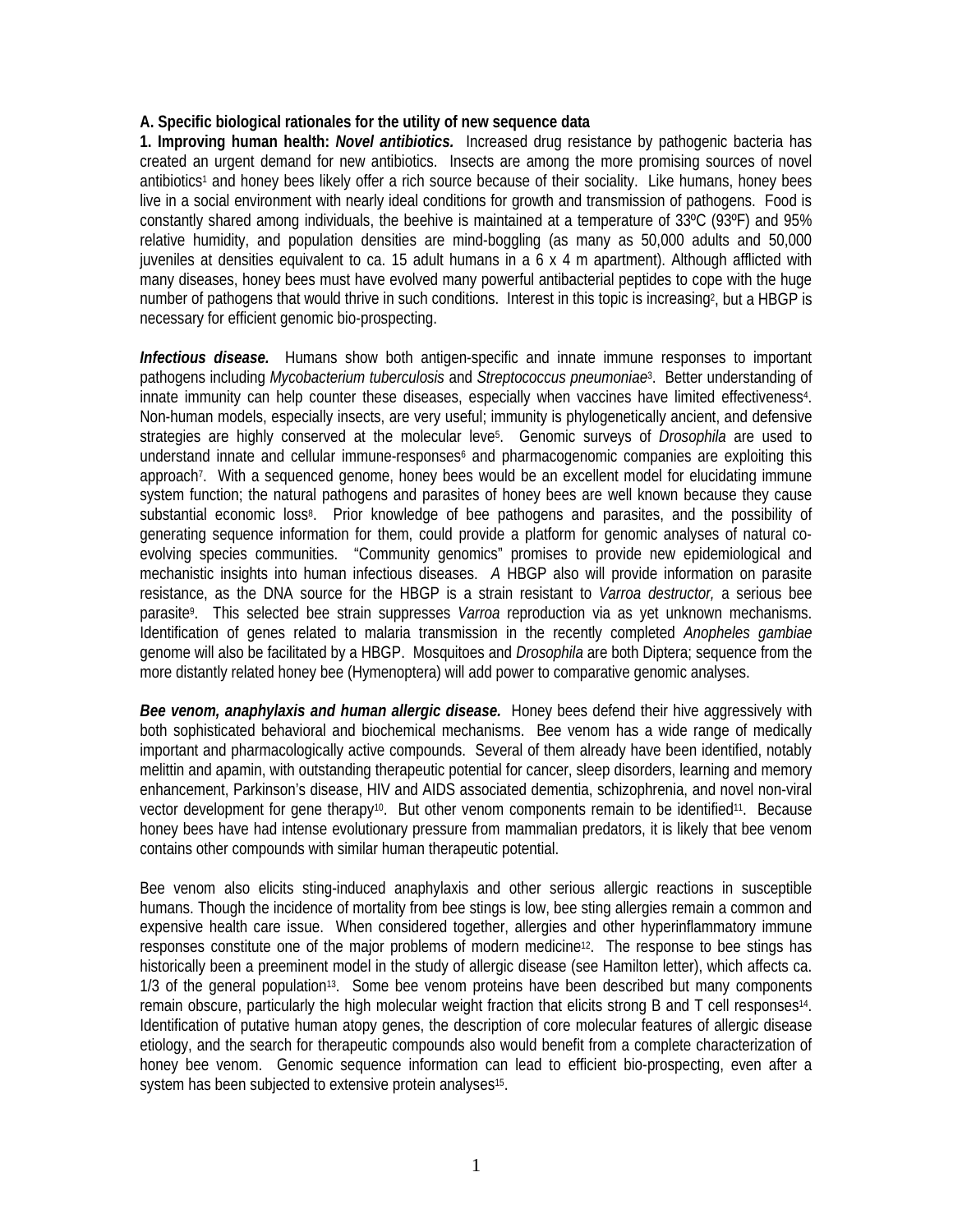**A. Specific biological rationales for the utility of new sequence data**

**1. Improving human health: *Novel antibiotics.*** Increased drug resistance by pathogenic bacteria has created an urgent demand for new antibiotics. Insects are among the more promising sources of novel antibiotics[1] and honey bees likely offer a rich source because of their sociality. Like humans, honey bees live in a social environment with nearly ideal conditions for growth and transmission of pathogens. Food is constantly shared among individuals, the beehive is maintained at a temperature of 33ºC (93ºF) and 95% relative humidity, and population densities are mind-boggling (as many as 50,000 adults and 50,000 juveniles at densities equivalent to ca. 15 adult humans in a 6 x 4 m apartment). Although afflicted with many diseases, honey bees must have evolved many powerful antibacterial peptides to cope with the huge number of pathogens that would thrive in such conditions. Interest in this topic is increasing[2], but a HBGP is necessary for efficient genomic bio-prospecting.

***Infectious disease.*** Humans show both antigen-specific and innate immune responses to important pathogens including *Mycobacterium tuberculosis* and *Streptococcus pneumoniae*[3]. Better understanding of innate immunity can help counter these diseases, especially when vaccines have limited effectiveness[4]. Non-human models, especially insects, are very useful; immunity is phylogenetically ancient, and defensive strategies are highly conserved at the molecular leve[5]. Genomic surveys of *Drosophila* are used to understand innate and cellular immune-responses[6] and pharmacogenomic companies are exploiting this approach[7]. With a sequenced genome, honey bees would be an excellent model for elucidating immune system function; the natural pathogens and parasites of honey bees are well known because they cause substantial economic loss[8]. Prior knowledge of bee pathogens and parasites, and the possibility of generating sequence information for them, could provide a platform for genomic analyses of natural co-evolving species communities. "Community genomics" promises to provide new epidemiological and mechanistic insights into human infectious diseases. *A* HBGP also will provide information on parasite resistance, as the DNA source for the HBGP is a strain resistant to *Varroa destructor,* a serious bee parasite[9]. This selected bee strain suppresses *Varroa* reproduction via as yet unknown mechanisms. Identification of genes related to malaria transmission in the recently completed *Anopheles gambiae* genome will also be facilitated by a HBGP. Mosquitoes and *Drosophila* are both Diptera; sequence from the more distantly related honey bee (Hymenoptera) will add power to comparative genomic analyses.

***Bee venom, anaphylaxis and human allergic disease.*** Honey bees defend their hive aggressively with both sophisticated behavioral and biochemical mechanisms. Bee venom has a wide range of medically important and pharmacologically active compounds. Several of them already have been identified, notably melittin and apamin, with outstanding therapeutic potential for cancer, sleep disorders, learning and memory enhancement, Parkinson's disease, HIV and AIDS associated dementia, schizophrenia, and novel non-viral vector development for gene therapy[10]. But other venom components remain to be identified[11]. Because honey bees have had intense evolutionary pressure from mammalian predators, it is likely that bee venom contains other compounds with similar human therapeutic potential.

Bee venom also elicits sting-induced anaphylaxis and other serious allergic reactions in susceptible humans. Though the incidence of mortality from bee stings is low, bee sting allergies remain a common and expensive health care issue. When considered together, allergies and other hyperinflammatory immune responses constitute one of the major problems of modern medicine[12]. The response to bee stings has historically been a preeminent model in the study of allergic disease (see Hamilton letter), which affects ca. 1/3 of the general population[13]. Some bee venom proteins have been described but many components remain obscure, particularly the high molecular weight fraction that elicits strong B and T cell responses[14]. Identification of putative human atopy genes, the description of core molecular features of allergic disease etiology, and the search for therapeutic compounds also would benefit from a complete characterization of honey bee venom. Genomic sequence information can lead to efficient bio-prospecting, even after a system has been subjected to extensive protein analyses[15].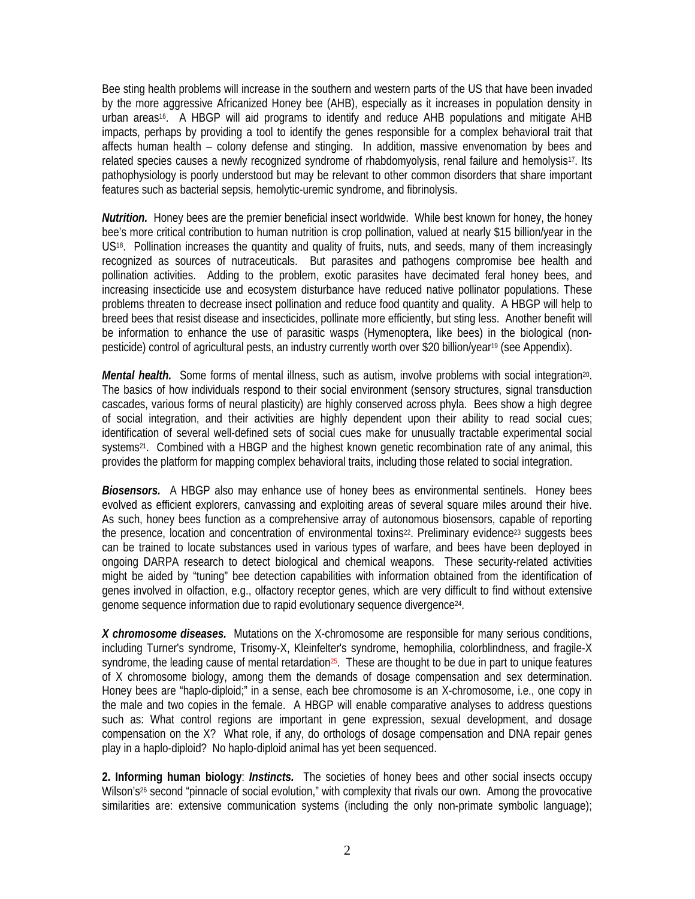Bee sting health problems will increase in the southern and western parts of the US that have been invaded by the more aggressive Africanized Honey bee (AHB), especially as it increases in population density in urban areas[16]. A HBGP will aid programs to identify and reduce AHB populations and mitigate AHB impacts, perhaps by providing a tool to identify the genes responsible for a complex behavioral trait that affects human health – colony defense and stinging. In addition, massive envenomation by bees and related species causes a newly recognized syndrome of rhabdomyolysis, renal failure and hemolysis[17]. Its pathophysiology is poorly understood but may be relevant to other common disorders that share important features such as bacterial sepsis, hemolytic-uremic syndrome, and fibrinolysis.

***Nutrition.*** Honey bees are the premier beneficial insect worldwide. While best known for honey, the honey bee's more critical contribution to human nutrition is crop pollination, valued at nearly $15 billion/year in the US[18]. Pollination increases the quantity and quality of fruits, nuts, and seeds, many of them increasingly recognized as sources of nutraceuticals. But parasites and pathogens compromise bee health and pollination activities. Adding to the problem, exotic parasites have decimated feral honey bees, and increasing insecticide use and ecosystem disturbance have reduced native pollinator populations. These problems threaten to decrease insect pollination and reduce food quantity and quality. A HBGP will help to breed bees that resist disease and insecticides, pollinate more efficiently, but sting less. Another benefit will be information to enhance the use of parasitic wasps (Hymenoptera, like bees) in the biological (non-pesticide) control of agricultural pests, an industry currently worth over $20 billion/year[19] (see Appendix).

***Mental health.*** Some forms of mental illness, such as autism, involve problems with social integration[20]. The basics of how individuals respond to their social environment (sensory structures, signal transduction cascades, various forms of neural plasticity) are highly conserved across phyla. Bees show a high degree of social integration, and their activities are highly dependent upon their ability to read social cues; identification of several well-defined sets of social cues make for unusually tractable experimental social systems[21]. Combined with a HBGP and the highest known genetic recombination rate of any animal, this provides the platform for mapping complex behavioral traits, including those related to social integration.

***Biosensors.*** A HBGP also may enhance use of honey bees as environmental sentinels. Honey bees evolved as efficient explorers, canvassing and exploiting areas of several square miles around their hive. As such, honey bees function as a comprehensive array of autonomous biosensors, capable of reporting the presence, location and concentration of environmental toxins[22]. Preliminary evidence[23] suggests bees can be trained to locate substances used in various types of warfare, and bees have been deployed in ongoing DARPA research to detect biological and chemical weapons. These security-related activities might be aided by "tuning" bee detection capabilities with information obtained from the identification of genes involved in olfaction, e.g., olfactory receptor genes, which are very difficult to find without extensive genome sequence information due to rapid evolutionary sequence divergence[24].

***X chromosome diseases.*** Mutations on the X-chromosome are responsible for many serious conditions, including Turner's syndrome, Trisomy-X, Kleinfelter's syndrome, hemophilia, colorblindness, and fragile-X syndrome, the leading cause of mental retardation[25]. These are thought to be due in part to unique features of X chromosome biology, among them the demands of dosage compensation and sex determination. Honey bees are "haplo-diploid;" in a sense, each bee chromosome is an X-chromosome, i.e., one copy in the male and two copies in the female. A HBGP will enable comparative analyses to address questions such as: What control regions are important in gene expression, sexual development, and dosage compensation on the X? What role, if any, do orthologs of dosage compensation and DNA repair genes play in a haplo-diploid? No haplo-diploid animal has yet been sequenced.

**2. Informing human biology**: ***Instincts.*** The societies of honey bees and other social insects occupy Wilson's[26] second "pinnacle of social evolution," with complexity that rivals our own. Among the provocative similarities are: extensive communication systems (including the only non-primate symbolic language);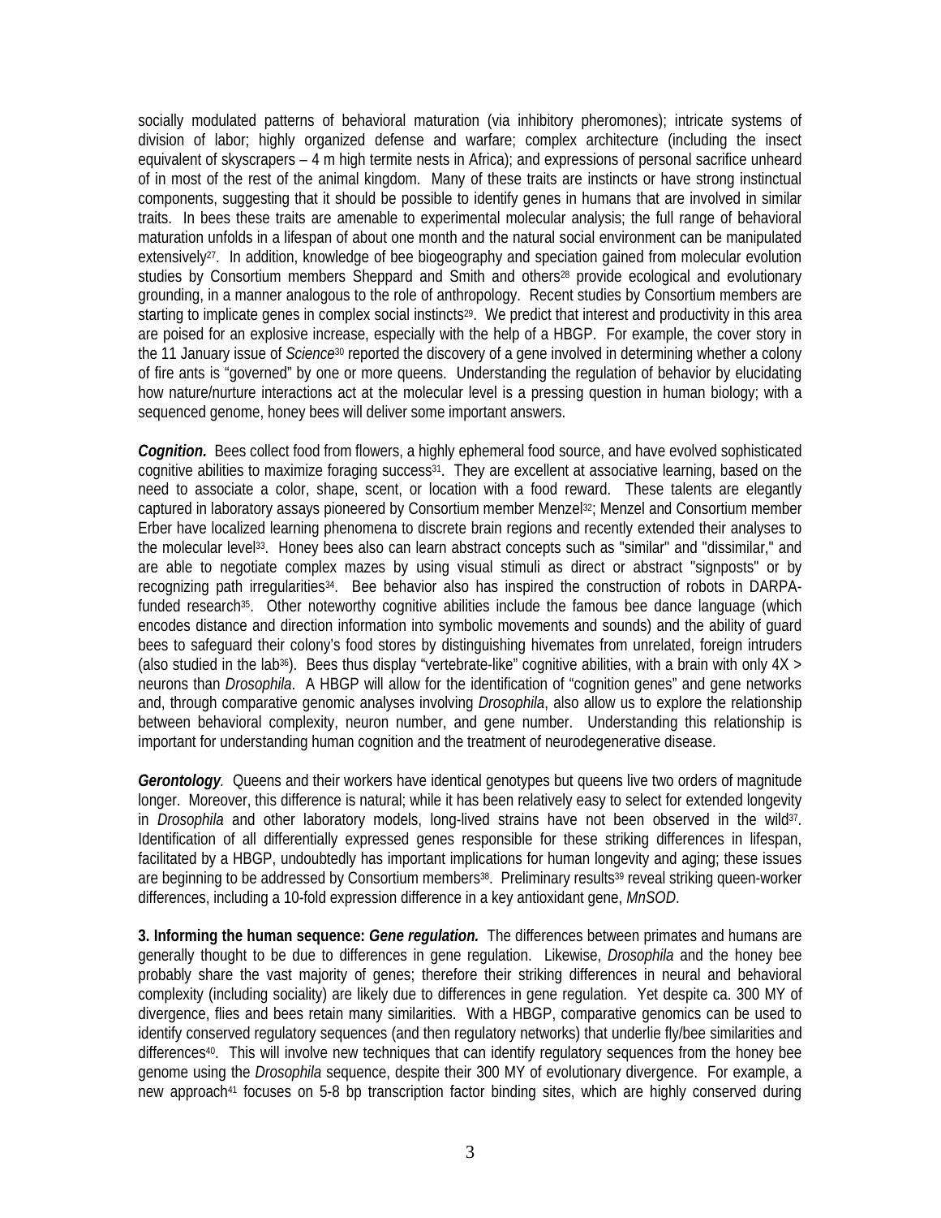socially modulated patterns of behavioral maturation (via inhibitory pheromones); intricate systems of division of labor; highly organized defense and warfare; complex architecture (including the insect equivalent of skyscrapers – 4 m high termite nests in Africa); and expressions of personal sacrifice unheard of in most of the rest of the animal kingdom. Many of these traits are instincts or have strong instinctual components, suggesting that it should be possible to identify genes in humans that are involved in similar traits. In bees these traits are amenable to experimental molecular analysis; the full range of behavioral maturation unfolds in a lifespan of about one month and the natural social environment can be manipulated extensively[27]. In addition, knowledge of bee biogeography and speciation gained from molecular evolution studies by Consortium members Sheppard and Smith and others[28] provide ecological and evolutionary grounding, in a manner analogous to the role of anthropology. Recent studies by Consortium members are starting to implicate genes in complex social instincts[29]. We predict that interest and productivity in this area are poised for an explosive increase, especially with the help of a HBGP. For example, the cover story in the 11 January issue of *Science*[30] reported the discovery of a gene involved in determining whether a colony of fire ants is "governed" by one or more queens. Understanding the regulation of behavior by elucidating how nature/nurture interactions act at the molecular level is a pressing question in human biology; with a sequenced genome, honey bees will deliver some important answers.

***Cognition.*** Bees collect food from flowers, a highly ephemeral food source, and have evolved sophisticated cognitive abilities to maximize foraging success[31]. They are excellent at associative learning, based on the need to associate a color, shape, scent, or location with a food reward. These talents are elegantly captured in laboratory assays pioneered by Consortium member Menzel[32]; Menzel and Consortium member Erber have localized learning phenomena to discrete brain regions and recently extended their analyses to the molecular level[33]. Honey bees also can learn abstract concepts such as "similar" and "dissimilar," and are able to negotiate complex mazes by using visual stimuli as direct or abstract "signposts" or by recognizing path irregularities[34]. Bee behavior also has inspired the construction of robots in DARPA-funded research[35]. Other noteworthy cognitive abilities include the famous bee dance language (which encodes distance and direction information into symbolic movements and sounds) and the ability of guard bees to safeguard their colony's food stores by distinguishing hivemates from unrelated, foreign intruders (also studied in the lab[36]). Bees thus display "vertebrate-like" cognitive abilities, with a brain with only 4X > neurons than *Drosophila*. A HBGP will allow for the identification of "cognition genes" and gene networks and, through comparative genomic analyses involving *Drosophila*, also allow us to explore the relationship between behavioral complexity, neuron number, and gene number. Understanding this relationship is important for understanding human cognition and the treatment of neurodegenerative disease.

***Gerontology**.* Queens and their workers have identical genotypes but queens live two orders of magnitude longer. Moreover, this difference is natural; while it has been relatively easy to select for extended longevity in *Drosophila* and other laboratory models, long-lived strains have not been observed in the wild[37]. Identification of all differentially expressed genes responsible for these striking differences in lifespan, facilitated by a HBGP, undoubtedly has important implications for human longevity and aging; these issues are beginning to be addressed by Consortium members[38]. Preliminary results[39] reveal striking queen-worker differences, including a 10-fold expression difference in a key antioxidant gene, *MnSOD*.

**3. Informing the human sequence: *Gene regulation.*** The differences between primates and humans are generally thought to be due to differences in gene regulation. Likewise, *Drosophila* and the honey bee probably share the vast majority of genes; therefore their striking differences in neural and behavioral complexity (including sociality) are likely due to differences in gene regulation. Yet despite ca. 300 MY of divergence, flies and bees retain many similarities. With a HBGP, comparative genomics can be used to identify conserved regulatory sequences (and then regulatory networks) that underlie fly/bee similarities and differences[40]. This will involve new techniques that can identify regulatory sequences from the honey bee genome using the *Drosophila* sequence, despite their 300 MY of evolutionary divergence. For example, a new approach[41] focuses on 5-8 bp transcription factor binding sites, which are highly conserved during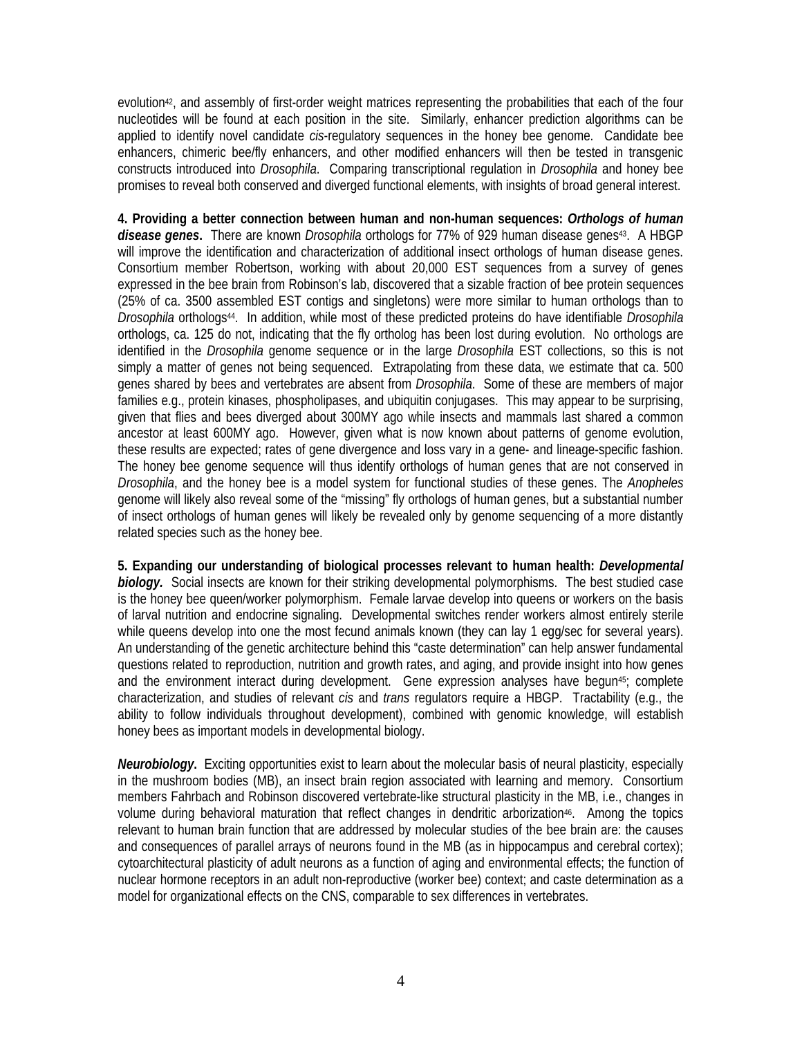evolution[42], and assembly of first-order weight matrices representing the probabilities that each of the four nucleotides will be found at each position in the site. Similarly, enhancer prediction algorithms can be applied to identify novel candidate *cis*-regulatory sequences in the honey bee genome. Candidate bee enhancers, chimeric bee/fly enhancers, and other modified enhancers will then be tested in transgenic constructs introduced into *Drosophila*. Comparing transcriptional regulation in *Drosophila* and honey bee promises to reveal both conserved and diverged functional elements, with insights of broad general interest.

**4. Providing a better connection between human and non-human sequences: *Orthologs of human disease genes*.** There are known *Drosophila* orthologs for 77% of 929 human disease genes[43]. A HBGP will improve the identification and characterization of additional insect orthologs of human disease genes. Consortium member Robertson, working with about 20,000 EST sequences from a survey of genes expressed in the bee brain from Robinson's lab, discovered that a sizable fraction of bee protein sequences (25% of ca. 3500 assembled EST contigs and singletons) were more similar to human orthologs than to *Drosophila* orthologs[44]. In addition, while most of these predicted proteins do have identifiable *Drosophila* orthologs, ca. 125 do not, indicating that the fly ortholog has been lost during evolution. No orthologs are identified in the *Drosophila* genome sequence or in the large *Drosophila* EST collections, so this is not simply a matter of genes not being sequenced. Extrapolating from these data, we estimate that ca. 500 genes shared by bees and vertebrates are absent from *Drosophila*. Some of these are members of major families e.g., protein kinases, phospholipases, and ubiquitin conjugases. This may appear to be surprising, given that flies and bees diverged about 300MY ago while insects and mammals last shared a common ancestor at least 600MY ago. However, given what is now known about patterns of genome evolution, these results are expected; rates of gene divergence and loss vary in a gene- and lineage-specific fashion. The honey bee genome sequence will thus identify orthologs of human genes that are not conserved in *Drosophila*, and the honey bee is a model system for functional studies of these genes. The *Anopheles* genome will likely also reveal some of the "missing" fly orthologs of human genes, but a substantial number of insect orthologs of human genes will likely be revealed only by genome sequencing of a more distantly related species such as the honey bee.

**5. Expanding our understanding of biological processes relevant to human health: *Developmental biology.*** Social insects are known for their striking developmental polymorphisms. The best studied case is the honey bee queen/worker polymorphism. Female larvae develop into queens or workers on the basis of larval nutrition and endocrine signaling. Developmental switches render workers almost entirely sterile while queens develop into one the most fecund animals known (they can lay 1 egg/sec for several years). An understanding of the genetic architecture behind this "caste determination" can help answer fundamental questions related to reproduction, nutrition and growth rates, and aging, and provide insight into how genes and the environment interact during development. Gene expression analyses have begun[45]; complete characterization, and studies of relevant *cis* and *trans* regulators require a HBGP. Tractability (e.g., the ability to follow individuals throughout development), combined with genomic knowledge, will establish honey bees as important models in developmental biology.

***Neurobiology*.** Exciting opportunities exist to learn about the molecular basis of neural plasticity, especially in the mushroom bodies (MB), an insect brain region associated with learning and memory. Consortium members Fahrbach and Robinson discovered vertebrate-like structural plasticity in the MB, i.e., changes in volume during behavioral maturation that reflect changes in dendritic arborization[46]. Among the topics relevant to human brain function that are addressed by molecular studies of the bee brain are: the causes and consequences of parallel arrays of neurons found in the MB (as in hippocampus and cerebral cortex); cytoarchitectural plasticity of adult neurons as a function of aging and environmental effects; the function of nuclear hormone receptors in an adult non-reproductive (worker bee) context; and caste determination as a model for organizational effects on the CNS, comparable to sex differences in vertebrates.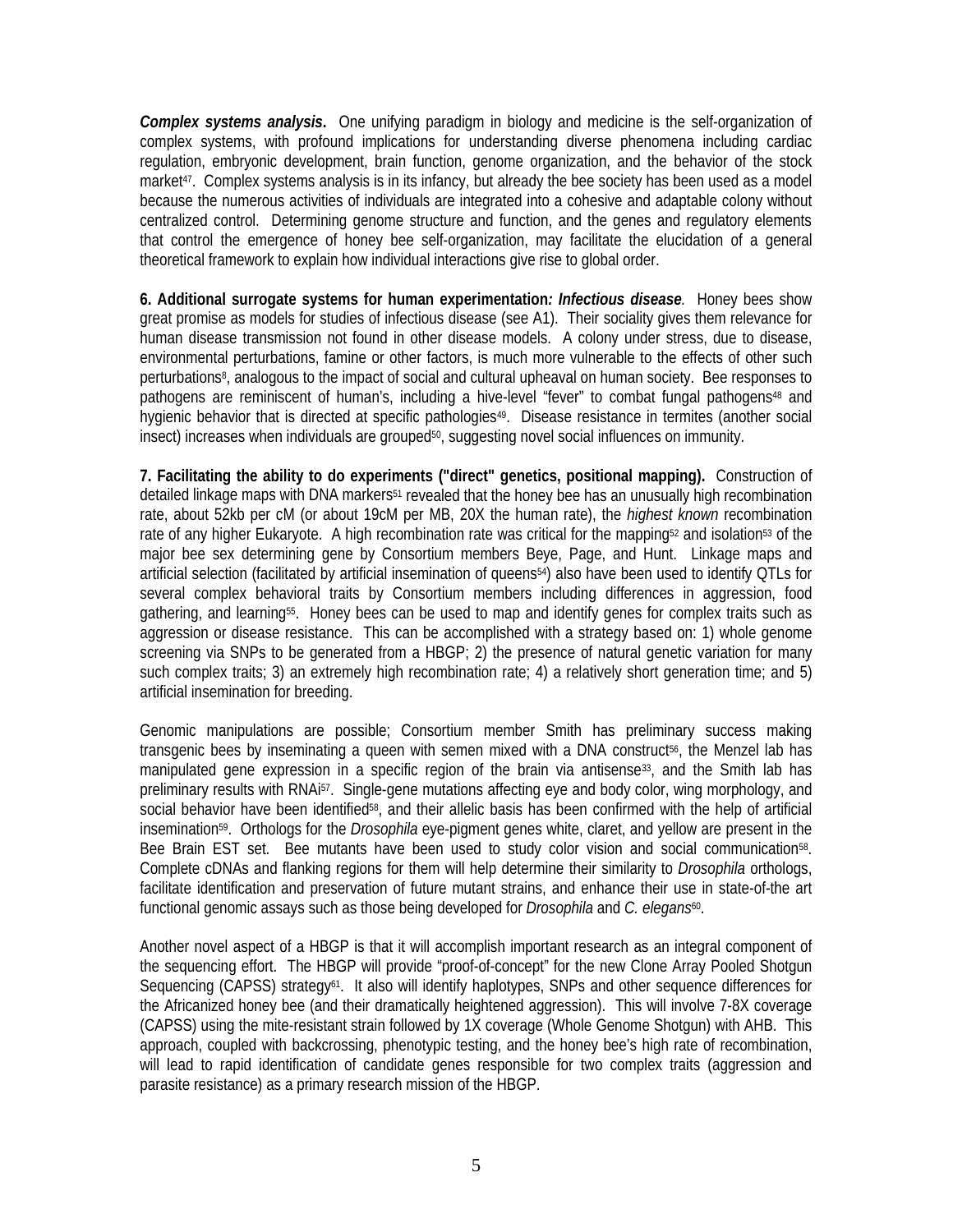***Complex systems analysis*.** One unifying paradigm in biology and medicine is the self-organization of complex systems, with profound implications for understanding diverse phenomena including cardiac regulation, embryonic development, brain function, genome organization, and the behavior of the stock market[47]. Complex systems analysis is in its infancy, but already the bee society has been used as a model because the numerous activities of individuals are integrated into a cohesive and adaptable colony without centralized control. Determining genome structure and function, and the genes and regulatory elements that control the emergence of honey bee self-organization, may facilitate the elucidation of a general theoretical framework to explain how individual interactions give rise to global order.

**6. Additional surrogate systems for human experimentation*: Infectious disease*.** Honey bees show great promise as models for studies of infectious disease (see A1). Their sociality gives them relevance for human disease transmission not found in other disease models. A colony under stress, due to disease, environmental perturbations, famine or other factors, is much more vulnerable to the effects of other such perturbations[8], analogous to the impact of social and cultural upheaval on human society. Bee responses to pathogens are reminiscent of human's, including a hive-level "fever" to combat fungal pathogens[48] and hygienic behavior that is directed at specific pathologies[49]. Disease resistance in termites (another social insect) increases when individuals are grouped[50], suggesting novel social influences on immunity.

**7. Facilitating the ability to do experiments ("direct" genetics, positional mapping).** Construction of detailed linkage maps with DNA markers[51] revealed that the honey bee has an unusually high recombination rate, about 52kb per cM (or about 19cM per MB, 20X the human rate), the *highest known* recombination rate of any higher Eukaryote. A high recombination rate was critical for the mapping[52] and isolation[53] of the major bee sex determining gene by Consortium members Beye, Page, and Hunt. Linkage maps and artificial selection (facilitated by artificial insemination of queens[54]) also have been used to identify QTLs for several complex behavioral traits by Consortium members including differences in aggression, food gathering, and learning[55]. Honey bees can be used to map and identify genes for complex traits such as aggression or disease resistance. This can be accomplished with a strategy based on: 1) whole genome screening via SNPs to be generated from a HBGP; 2) the presence of natural genetic variation for many such complex traits; 3) an extremely high recombination rate; 4) a relatively short generation time; and 5) artificial insemination for breeding.

Genomic manipulations are possible; Consortium member Smith has preliminary success making transgenic bees by inseminating a queen with semen mixed with a DNA construct[56], the Menzel lab has manipulated gene expression in a specific region of the brain via antisense[33], and the Smith lab has preliminary results with RNAi[57]. Single-gene mutations affecting eye and body color, wing morphology, and social behavior have been identified[58], and their allelic basis has been confirmed with the help of artificial insemination[59]. Orthologs for the *Drosophila* eye-pigment genes white, claret, and yellow are present in the Bee Brain EST set. Bee mutants have been used to study color vision and social communication[58]. Complete cDNAs and flanking regions for them will help determine their similarity to *Drosophila* orthologs, facilitate identification and preservation of future mutant strains, and enhance their use in state-of-the art functional genomic assays such as those being developed for *Drosophila* and *C. elegans*[60].

Another novel aspect of a HBGP is that it will accomplish important research as an integral component of the sequencing effort. The HBGP will provide "proof-of-concept" for the new Clone Array Pooled Shotgun Sequencing (CAPSS) strategy[61]. It also will identify haplotypes, SNPs and other sequence differences for the Africanized honey bee (and their dramatically heightened aggression). This will involve 7-8X coverage (CAPSS) using the mite-resistant strain followed by 1X coverage (Whole Genome Shotgun) with AHB. This approach, coupled with backcrossing, phenotypic testing, and the honey bee's high rate of recombination, will lead to rapid identification of candidate genes responsible for two complex traits (aggression and parasite resistance) as a primary research mission of the HBGP.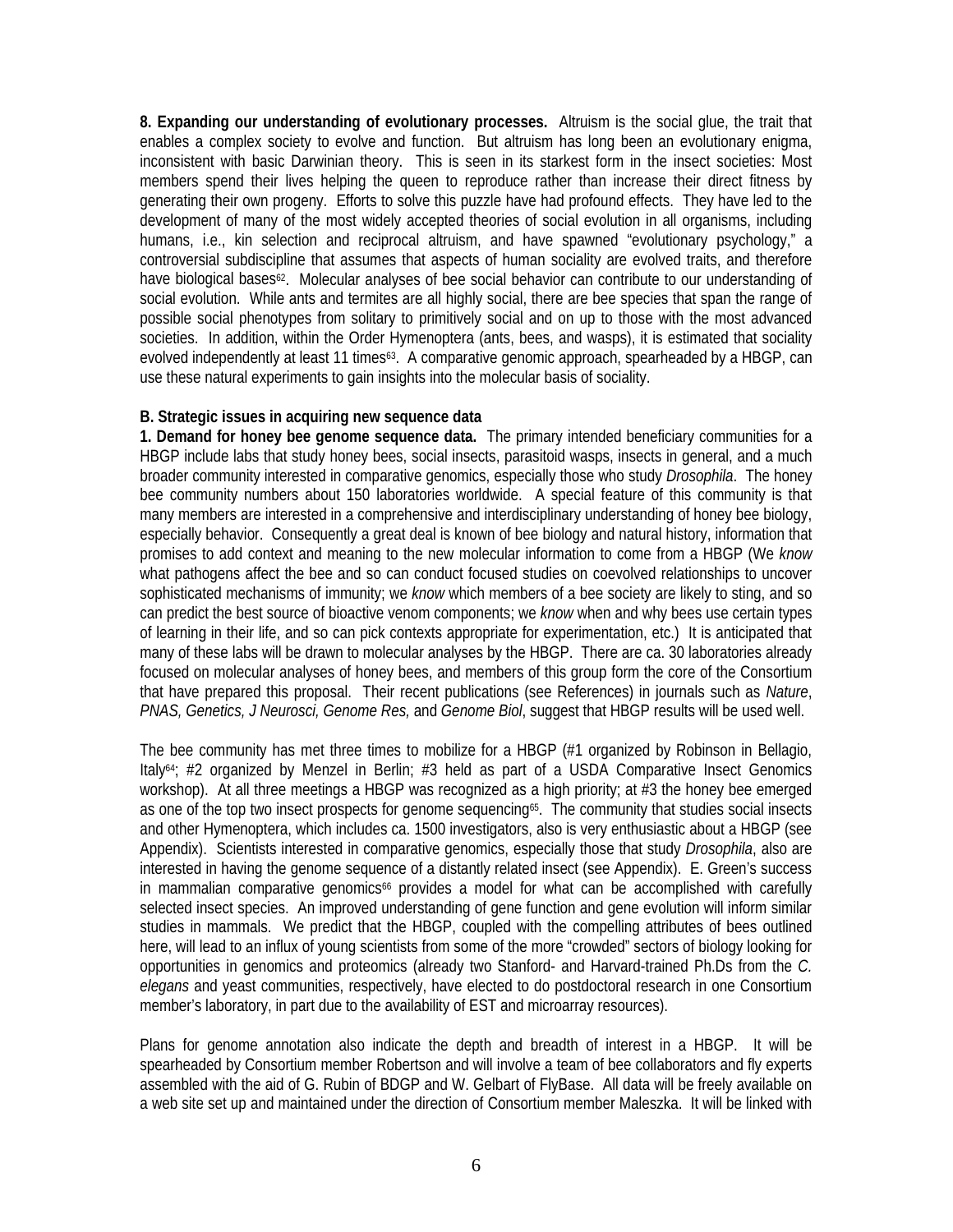**8. Expanding our understanding of evolutionary processes.** Altruism is the social glue, the trait that enables a complex society to evolve and function. But altruism has long been an evolutionary enigma, inconsistent with basic Darwinian theory. This is seen in its starkest form in the insect societies: Most members spend their lives helping the queen to reproduce rather than increase their direct fitness by generating their own progeny. Efforts to solve this puzzle have had profound effects. They have led to the development of many of the most widely accepted theories of social evolution in all organisms, including humans, i.e., kin selection and reciprocal altruism, and have spawned "evolutionary psychology," a controversial subdiscipline that assumes that aspects of human sociality are evolved traits, and therefore have biological bases[62]. Molecular analyses of bee social behavior can contribute to our understanding of social evolution. While ants and termites are all highly social, there are bee species that span the range of possible social phenotypes from solitary to primitively social and on up to those with the most advanced societies. In addition, within the Order Hymenoptera (ants, bees, and wasps), it is estimated that sociality evolved independently at least 11 times[63]. A comparative genomic approach, spearheaded by a HBGP, can use these natural experiments to gain insights into the molecular basis of sociality.

**B. Strategic issues in acquiring new sequence data**

**1. Demand for honey bee genome sequence data.** The primary intended beneficiary communities for a HBGP include labs that study honey bees, social insects, parasitoid wasps, insects in general, and a much broader community interested in comparative genomics, especially those who study *Drosophila*. The honey bee community numbers about 150 laboratories worldwide. A special feature of this community is that many members are interested in a comprehensive and interdisciplinary understanding of honey bee biology, especially behavior. Consequently a great deal is known of bee biology and natural history, information that promises to add context and meaning to the new molecular information to come from a HBGP (We *know* what pathogens affect the bee and so can conduct focused studies on coevolved relationships to uncover sophisticated mechanisms of immunity; we *know* which members of a bee society are likely to sting, and so can predict the best source of bioactive venom components; we *know* when and why bees use certain types of learning in their life, and so can pick contexts appropriate for experimentation, etc.) It is anticipated that many of these labs will be drawn to molecular analyses by the HBGP. There are ca. 30 laboratories already focused on molecular analyses of honey bees, and members of this group form the core of the Consortium that have prepared this proposal. Their recent publications (see References) in journals such as *Nature*, *PNAS, Genetics, J Neurosci, Genome Res,* and *Genome Biol*, suggest that HBGP results will be used well.

The bee community has met three times to mobilize for a HBGP (#1 organized by Robinson in Bellagio, Italy[64]; #2 organized by Menzel in Berlin; #3 held as part of a USDA Comparative Insect Genomics workshop). At all three meetings a HBGP was recognized as a high priority; at #3 the honey bee emerged as one of the top two insect prospects for genome sequencing[65]. The community that studies social insects and other Hymenoptera, which includes ca. 1500 investigators, also is very enthusiastic about a HBGP (see Appendix). Scientists interested in comparative genomics, especially those that study *Drosophila*, also are interested in having the genome sequence of a distantly related insect (see Appendix). E. Green's success in mammalian comparative genomics[66] provides a model for what can be accomplished with carefully selected insect species. An improved understanding of gene function and gene evolution will inform similar studies in mammals. We predict that the HBGP, coupled with the compelling attributes of bees outlined here, will lead to an influx of young scientists from some of the more "crowded" sectors of biology looking for opportunities in genomics and proteomics (already two Stanford- and Harvard-trained Ph.Ds from the *C. elegans* and yeast communities, respectively, have elected to do postdoctoral research in one Consortium member's laboratory, in part due to the availability of EST and microarray resources).

Plans for genome annotation also indicate the depth and breadth of interest in a HBGP. It will be spearheaded by Consortium member Robertson and will involve a team of bee collaborators and fly experts assembled with the aid of G. Rubin of BDGP and W. Gelbart of FlyBase. All data will be freely available on a web site set up and maintained under the direction of Consortium member Maleszka. It will be linked with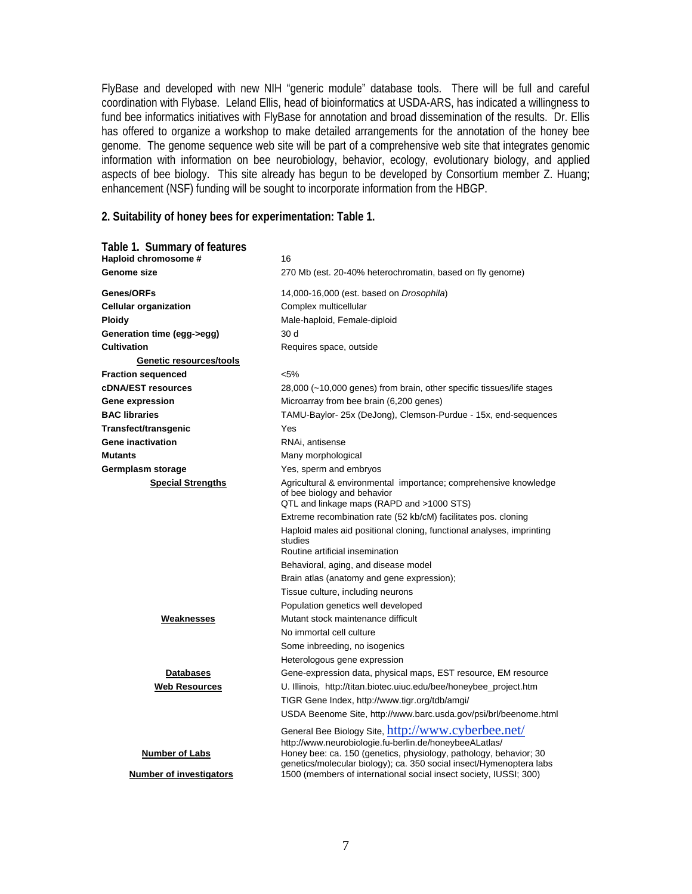FlyBase and developed with new NIH "generic module" database tools. There will be full and careful coordination with Flybase. Leland Ellis, head of bioinformatics at USDA-ARS, has indicated a willingness to fund bee informatics initiatives with FlyBase for annotation and broad dissemination of the results. Dr. Ellis has offered to organize a workshop to make detailed arrangements for the annotation of the honey bee genome. The genome sequence web site will be part of a comprehensive web site that integrates genomic information with information on bee neurobiology, behavior, ecology, evolutionary biology, and applied aspects of bee biology. This site already has begun to be developed by Consortium member Z. Huang; enhancement (NSF) funding will be sought to incorporate information from the HBGP.

### 2. Suitability of honey bees for experimentation: Table 1.

**Table 1. Summary of features**

| | |
|---|---|
| **Haploid chromosome #** | 16 |
| **Genome size** | 270 Mb (est. 20-40% heterochromatin, based on fly genome) |
| **Genes/ORFs** | 14,000-16,000 (est. based on *Drosophila*) |
| **Cellular organization** | Complex multicellular |
| **Ploidy** | Male-haploid, Female-diploid |
| **Generation time (egg->egg)** | 30 d |
| **Cultivation** | Requires space, outside |
| **Genetic resources/tools** | |
| **Fraction sequenced** | <5% |
| **cDNA/EST resources** | 28,000 (~10,000 genes) from brain, other specific tissues/life stages |
| **Gene expression** | Microarray from bee brain (6,200 genes) |
| **BAC libraries** | TAMU-Baylor- 25x (DeJong), Clemson-Purdue - 15x, end-sequences |
| **Transfect/transgenic** | Yes |
| **Gene inactivation** | RNAi, antisense |
| **Mutants** | Many morphological |
| **Germplasm storage** | Yes, sperm and embryos |
| **Special Strengths** | Agricultural & environmental importance; comprehensive knowledge of bee biology and behavior |
| | QTL and linkage maps (RAPD and >1000 STS) |
| | Extreme recombination rate (52 kb/cM) facilitates pos. cloning |
| | Haploid males aid positional cloning, functional analyses, imprinting studies |
| | Routine artificial insemination |
| | Behavioral, aging, and disease model |
| | Brain atlas (anatomy and gene expression); |
| | Tissue culture, including neurons |
| | Population genetics well developed |
| **Weaknesses** | Mutant stock maintenance difficult |
| | No immortal cell culture |
| | Some inbreeding, no isogenics |
| | Heterologous gene expression |
| **Databases** | Gene-expression data, physical maps, EST resource, EM resource |
| **Web Resources** | U. Illinois, http://titan.biotec.uiuc.edu/bee/honeybee_project.htm |
| | TIGR Gene Index, http://www.tigr.org/tdb/amgi/ |
| | USDA Beenome Site, http://www.barc.usda.gov/psi/brl/beenome.html |
| | General Bee Biology Site, http://www.cyberbee.net/ |
| | http://www.neurobiologie.fu-berlin.de/honeybeeALatlas/ |
| **Number of Labs** | Honey bee: ca. 150 (genetics, physiology, pathology, behavior; 30 genetics/molecular biology); ca. 350 social insect/Hymenoptera labs |
| **Number of investigators** | 1500 (members of international social insect society, IUSSI; 300) |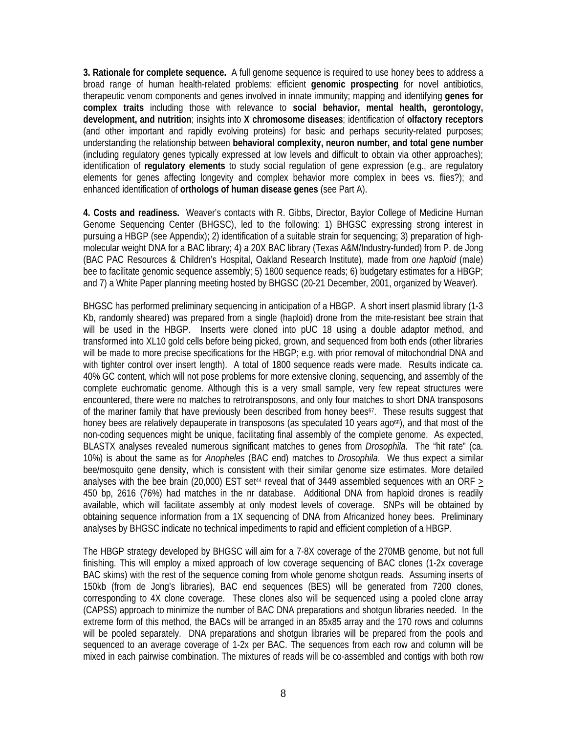**3. Rationale for complete sequence.** A full genome sequence is required to use honey bees to address a broad range of human health-related problems: efficient **genomic prospecting** for novel antibiotics, therapeutic venom components and genes involved in innate immunity; mapping and identifying **genes for complex traits** including those with relevance to **social behavior, mental health, gerontology, development, and nutrition**; insights into **X chromosome diseases**; identification of **olfactory receptors** (and other important and rapidly evolving proteins) for basic and perhaps security-related purposes; understanding the relationship between **behavioral complexity, neuron number, and total gene number** (including regulatory genes typically expressed at low levels and difficult to obtain via other approaches); identification of **regulatory elements** to study social regulation of gene expression (e.g., are regulatory elements for genes affecting longevity and complex behavior more complex in bees vs. flies?); and enhanced identification of **orthologs of human disease genes** (see Part A).

**4. Costs and readiness.** Weaver's contacts with R. Gibbs, Director, Baylor College of Medicine Human Genome Sequencing Center (BHGSC), led to the following: 1) BHGSC expressing strong interest in pursuing a HBGP (see Appendix); 2) identification of a suitable strain for sequencing; 3) preparation of high-molecular weight DNA for a BAC library; 4) a 20X BAC library (Texas A&M/Industry-funded) from P. de Jong (BAC PAC Resources & Children's Hospital, Oakland Research Institute), made from *one haploid* (male) bee to facilitate genomic sequence assembly; 5) 1800 sequence reads; 6) budgetary estimates for a HBGP; and 7) a White Paper planning meeting hosted by BHGSC (20-21 December, 2001, organized by Weaver).

BHGSC has performed preliminary sequencing in anticipation of a HBGP. A short insert plasmid library (1-3 Kb, randomly sheared) was prepared from a single (haploid) drone from the mite-resistant bee strain that will be used in the HBGP. Inserts were cloned into pUC 18 using a double adaptor method, and transformed into XL10 gold cells before being picked, grown, and sequenced from both ends (other libraries will be made to more precise specifications for the HBGP; e.g. with prior removal of mitochondrial DNA and with tighter control over insert length). A total of 1800 sequence reads were made. Results indicate ca. 40% GC content, which will not pose problems for more extensive cloning, sequencing, and assembly of the complete euchromatic genome. Although this is a very small sample, very few repeat structures were encountered, there were no matches to retrotransposons, and only four matches to short DNA transposons of the mariner family that have previously been described from honey bees[67]. These results suggest that honey bees are relatively depauperate in transposons (as speculated 10 years ago[68]), and that most of the non-coding sequences might be unique, facilitating final assembly of the complete genome. As expected, BLASTX analyses revealed numerous significant matches to genes from *Drosophila*. The "hit rate" (ca. 10%) is about the same as for *Anopheles* (BAC end) matches to *Drosophila*. We thus expect a similar bee/mosquito gene density, which is consistent with their similar genome size estimates. More detailed analyses with the bee brain (20,000) EST set[44] reveal that of 3449 assembled sequences with an ORF $\geq$ 450 bp, 2616 (76%) had matches in the nr database. Additional DNA from haploid drones is readily available, which will facilitate assembly at only modest levels of coverage. SNPs will be obtained by obtaining sequence information from a 1X sequencing of DNA from Africanized honey bees. Preliminary analyses by BHGSC indicate no technical impediments to rapid and efficient completion of a HBGP.

The HBGP strategy developed by BHGSC will aim for a 7-8X coverage of the 270MB genome, but not full finishing. This will employ a mixed approach of low coverage sequencing of BAC clones (1-2x coverage BAC skims) with the rest of the sequence coming from whole genome shotgun reads. Assuming inserts of 150kb (from de Jong's libraries), BAC end sequences (BES) will be generated from 7200 clones, corresponding to 4X clone coverage. These clones also will be sequenced using a pooled clone array (CAPSS) approach to minimize the number of BAC DNA preparations and shotgun libraries needed. In the extreme form of this method, the BACs will be arranged in an 85x85 array and the 170 rows and columns will be pooled separately. DNA preparations and shotgun libraries will be prepared from the pools and sequenced to an average coverage of 1-2x per BAC. The sequences from each row and column will be mixed in each pairwise combination. The mixtures of reads will be co-assembled and contigs with both row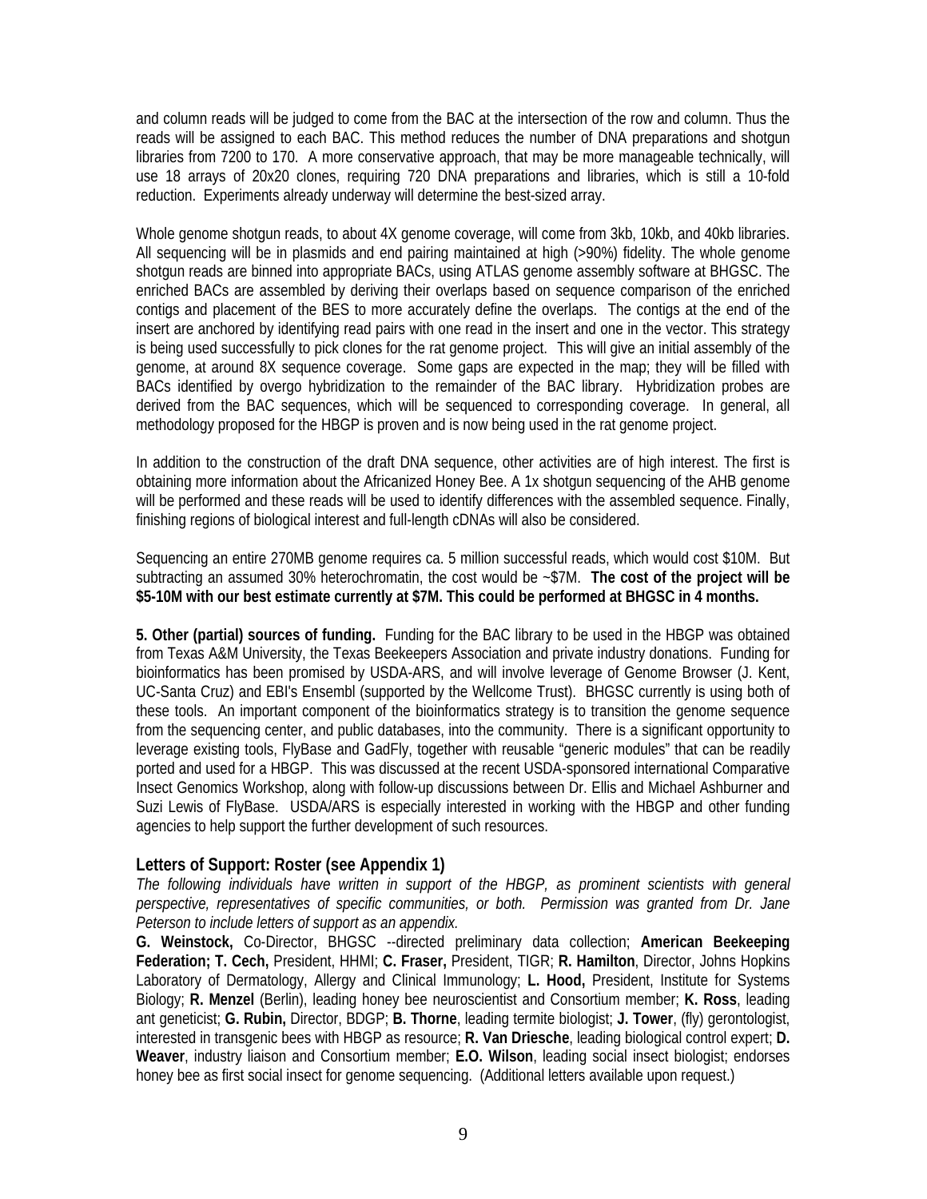and column reads will be judged to come from the BAC at the intersection of the row and column. Thus the reads will be assigned to each BAC. This method reduces the number of DNA preparations and shotgun libraries from 7200 to 170. A more conservative approach, that may be more manageable technically, will use 18 arrays of 20x20 clones, requiring 720 DNA preparations and libraries, which is still a 10-fold reduction. Experiments already underway will determine the best-sized array.

Whole genome shotgun reads, to about 4X genome coverage, will come from 3kb, 10kb, and 40kb libraries. All sequencing will be in plasmids and end pairing maintained at high (>90%) fidelity. The whole genome shotgun reads are binned into appropriate BACs, using ATLAS genome assembly software at BHGSC. The enriched BACs are assembled by deriving their overlaps based on sequence comparison of the enriched contigs and placement of the BES to more accurately define the overlaps. The contigs at the end of the insert are anchored by identifying read pairs with one read in the insert and one in the vector. This strategy is being used successfully to pick clones for the rat genome project. This will give an initial assembly of the genome, at around 8X sequence coverage. Some gaps are expected in the map; they will be filled with BACs identified by overgo hybridization to the remainder of the BAC library. Hybridization probes are derived from the BAC sequences, which will be sequenced to corresponding coverage. In general, all methodology proposed for the HBGP is proven and is now being used in the rat genome project.

In addition to the construction of the draft DNA sequence, other activities are of high interest. The first is obtaining more information about the Africanized Honey Bee. A 1x shotgun sequencing of the AHB genome will be performed and these reads will be used to identify differences with the assembled sequence. Finally, finishing regions of biological interest and full-length cDNAs will also be considered.

Sequencing an entire 270MB genome requires ca. 5 million successful reads, which would cost $10M. But subtracting an assumed 30% heterochromatin, the cost would be ~$7M. **The cost of the project will be $5-10M with our best estimate currently at $7M. This could be performed at BHGSC in 4 months.**

**5. Other (partial) sources of funding.** Funding for the BAC library to be used in the HBGP was obtained from Texas A&M University, the Texas Beekeepers Association and private industry donations. Funding for bioinformatics has been promised by USDA-ARS, and will involve leverage of Genome Browser (J. Kent, UC-Santa Cruz) and EBI's Ensembl (supported by the Wellcome Trust). BHGSC currently is using both of these tools. An important component of the bioinformatics strategy is to transition the genome sequence from the sequencing center, and public databases, into the community. There is a significant opportunity to leverage existing tools, FlyBase and GadFly, together with reusable "generic modules" that can be readily ported and used for a HBGP. This was discussed at the recent USDA-sponsored international Comparative Insect Genomics Workshop, along with follow-up discussions between Dr. Ellis and Michael Ashburner and Suzi Lewis of FlyBase. USDA/ARS is especially interested in working with the HBGP and other funding agencies to help support the further development of such resources.

## Letters of Support: Roster (see Appendix 1)

*The following individuals have written in support of the HBGP, as prominent scientists with general perspective, representatives of specific communities, or both. Permission was granted from Dr. Jane Peterson to include letters of support as an appendix.*

**G. Weinstock,** Co-Director, BHGSC --directed preliminary data collection; **American Beekeeping Federation; T. Cech,** President, HHMI; **C. Fraser,** President, TIGR; **R. Hamilton**, Director, Johns Hopkins Laboratory of Dermatology, Allergy and Clinical Immunology; **L. Hood,** President, Institute for Systems Biology; **R. Menzel** (Berlin), leading honey bee neuroscientist and Consortium member; **K. Ross**, leading ant geneticist; **G. Rubin,** Director, BDGP; **B. Thorne**, leading termite biologist; **J. Tower**, (fly) gerontologist, interested in transgenic bees with HBGP as resource; **R. Van Driesche**, leading biological control expert; **D. Weaver**, industry liaison and Consortium member; **E.O. Wilson**, leading social insect biologist; endorses honey bee as first social insect for genome sequencing. (Additional letters available upon request.)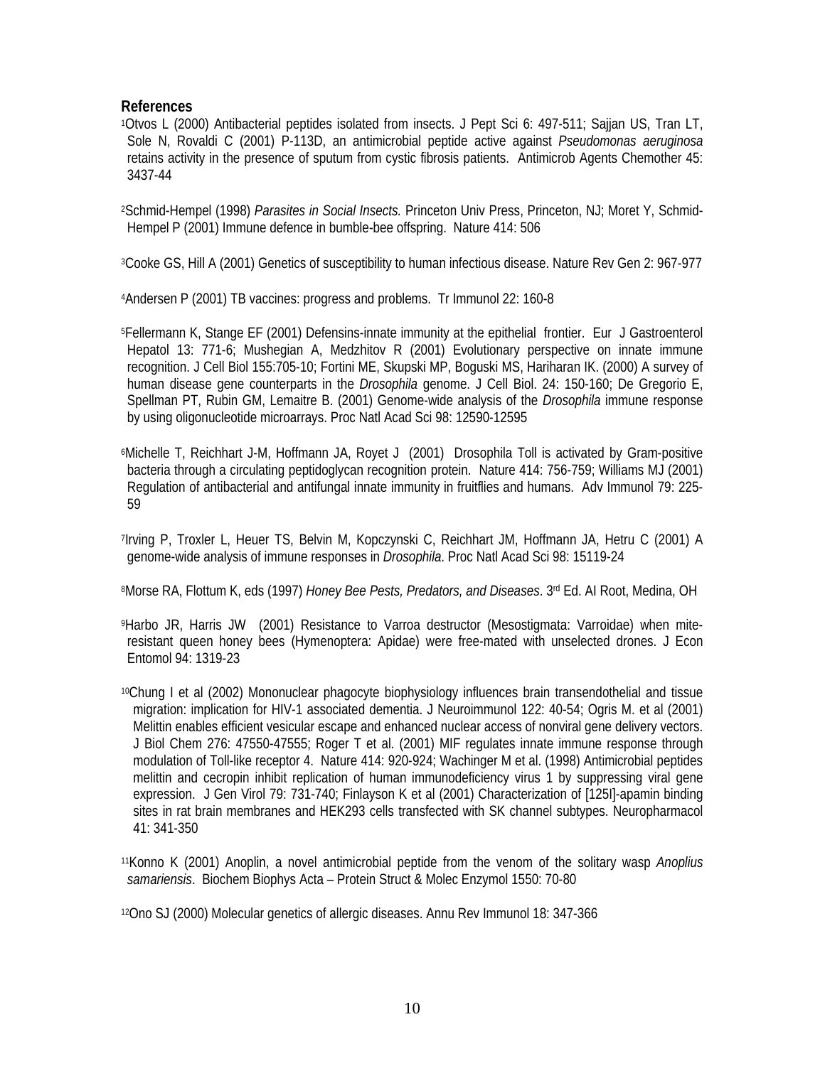## References

[1]Otvos L (2000) Antibacterial peptides isolated from insects. J Pept Sci 6: 497-511; Sajjan US, Tran LT, Sole N, Rovaldi C (2001) P-113D, an antimicrobial peptide active against *Pseudomonas aeruginosa* retains activity in the presence of sputum from cystic fibrosis patients. Antimicrob Agents Chemother 45: 3437-44

[2]Schmid-Hempel (1998) *Parasites in Social Insects.* Princeton Univ Press, Princeton, NJ; Moret Y, Schmid-Hempel P (2001) Immune defence in bumble-bee offspring. Nature 414: 506

[3]Cooke GS, Hill A (2001) Genetics of susceptibility to human infectious disease. Nature Rev Gen 2: 967-977

[4]Andersen P (2001) TB vaccines: progress and problems. Tr Immunol 22: 160-8

[5]Fellermann K, Stange EF (2001) Defensins-innate immunity at the epithelial frontier. Eur J Gastroenterol Hepatol 13: 771-6; Mushegian A, Medzhitov R (2001) Evolutionary perspective on innate immune recognition. J Cell Biol 155:705-10; Fortini ME, Skupski MP, Boguski MS, Hariharan IK. (2000) A survey of human disease gene counterparts in the *Drosophila* genome. J Cell Biol. 24: 150-160; De Gregorio E, Spellman PT, Rubin GM, Lemaitre B. (2001) Genome-wide analysis of the *Drosophila* immune response by using oligonucleotide microarrays. Proc Natl Acad Sci 98: 12590-12595

[6]Michelle T, Reichhart J-M, Hoffmann JA, Royet J (2001) Drosophila Toll is activated by Gram-positive bacteria through a circulating peptidoglycan recognition protein. Nature 414: 756-759; Williams MJ (2001) Regulation of antibacterial and antifungal innate immunity in fruitflies and humans. Adv Immunol 79: 225-59

[7]Irving P, Troxler L, Heuer TS, Belvin M, Kopczynski C, Reichhart JM, Hoffmann JA, Hetru C (2001) A genome-wide analysis of immune responses in *Drosophila*. Proc Natl Acad Sci 98: 15119-24

[8]Morse RA, Flottum K, eds (1997) *Honey Bee Pests, Predators, and Diseases*. 3rd Ed. AI Root, Medina, OH

[9]Harbo JR, Harris JW (2001) Resistance to Varroa destructor (Mesostigmata: Varroidae) when mite-resistant queen honey bees (Hymenoptera: Apidae) were free-mated with unselected drones. J Econ Entomol 94: 1319-23

[10]Chung I et al (2002) Mononuclear phagocyte biophysiology influences brain transendothelial and tissue migration: implication for HIV-1 associated dementia. J Neuroimmunol 122: 40-54; Ogris M. et al (2001) Melittin enables efficient vesicular escape and enhanced nuclear access of nonviral gene delivery vectors. J Biol Chem 276: 47550-47555; Roger T et al. (2001) MIF regulates innate immune response through modulation of Toll-like receptor 4. Nature 414: 920-924; Wachinger M et al. (1998) Antimicrobial peptides melittin and cecropin inhibit replication of human immunodeficiency virus 1 by suppressing viral gene expression. J Gen Virol 79: 731-740; Finlayson K et al (2001) Characterization of [125I]-apamin binding sites in rat brain membranes and HEK293 cells transfected with SK channel subtypes. Neuropharmacol 41: 341-350

[11]Konno K (2001) Anoplin, a novel antimicrobial peptide from the venom of the solitary wasp *Anoplius samariensis*. Biochem Biophys Acta – Protein Struct & Molec Enzymol 1550: 70-80

[12]Ono SJ (2000) Molecular genetics of allergic diseases. Annu Rev Immunol 18: 347-366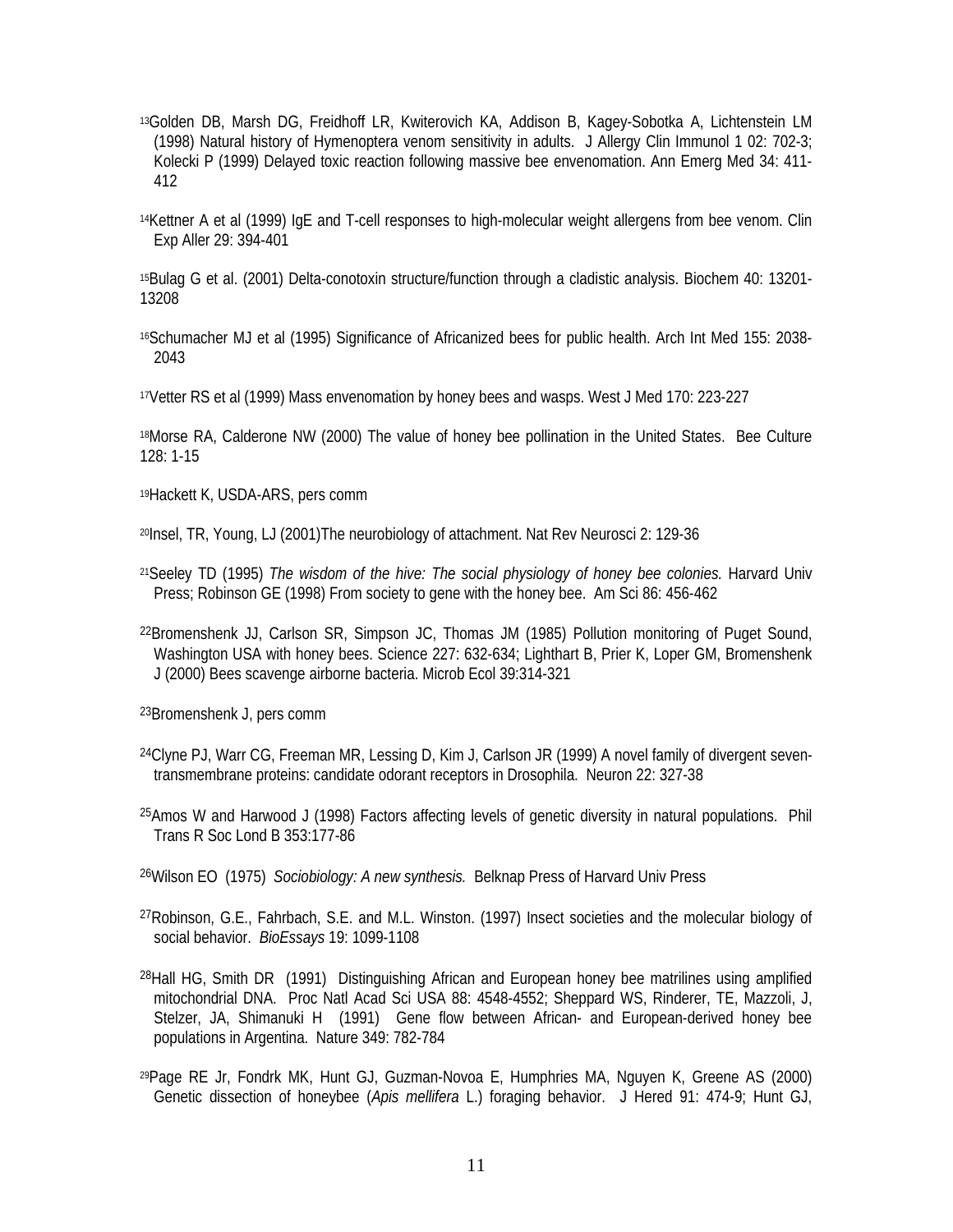[13]Golden DB, Marsh DG, Freidhoff LR, Kwiterovich KA, Addison B, Kagey-Sobotka A, Lichtenstein LM (1998) Natural history of Hymenoptera venom sensitivity in adults. J Allergy Clin Immunol 1 02: 702-3; Kolecki P (1999) Delayed toxic reaction following massive bee envenomation. Ann Emerg Med 34: 411-412

[14]Kettner A et al (1999) IgE and T-cell responses to high-molecular weight allergens from bee venom. Clin Exp Aller 29: 394-401

[15]Bulag G et al. (2001) Delta-conotoxin structure/function through a cladistic analysis. Biochem 40: 13201-13208

[16]Schumacher MJ et al (1995) Significance of Africanized bees for public health. Arch Int Med 155: 2038-2043

[17]Vetter RS et al (1999) Mass envenomation by honey bees and wasps. West J Med 170: 223-227

[18]Morse RA, Calderone NW (2000) The value of honey bee pollination in the United States. Bee Culture 128: 1-15

[19]Hackett K, USDA-ARS, pers comm

[20]Insel, TR, Young, LJ (2001)The neurobiology of attachment. Nat Rev Neurosci 2: 129-36

[21]Seeley TD (1995) *The wisdom of the hive: The social physiology of honey bee colonies.* Harvard Univ Press; Robinson GE (1998) From society to gene with the honey bee. Am Sci 86: 456-462

[22]Bromenshenk JJ, Carlson SR, Simpson JC, Thomas JM (1985) Pollution monitoring of Puget Sound, Washington USA with honey bees. Science 227: 632-634; Lighthart B, Prier K, Loper GM, Bromenshenk J (2000) Bees scavenge airborne bacteria. Microb Ecol 39:314-321

[23]Bromenshenk J, pers comm

[24]Clyne PJ, Warr CG, Freeman MR, Lessing D, Kim J, Carlson JR (1999) A novel family of divergent seven-transmembrane proteins: candidate odorant receptors in Drosophila. Neuron 22: 327-38

[25]Amos W and Harwood J (1998) Factors affecting levels of genetic diversity in natural populations. Phil Trans R Soc Lond B 353:177-86

[26]Wilson EO (1975) *Sociobiology: A new synthesis.* Belknap Press of Harvard Univ Press

[27]Robinson, G.E., Fahrbach, S.E. and M.L. Winston. (1997) Insect societies and the molecular biology of social behavior. *BioEssays* 19: 1099-1108

[28]Hall HG, Smith DR (1991) Distinguishing African and European honey bee matrilines using amplified mitochondrial DNA. Proc Natl Acad Sci USA 88: 4548-4552; Sheppard WS, Rinderer, TE, Mazzoli, J, Stelzer, JA, Shimanuki H (1991) Gene flow between African- and European-derived honey bee populations in Argentina. Nature 349: 782-784

[29]Page RE Jr, Fondrk MK, Hunt GJ, Guzman-Novoa E, Humphries MA, Nguyen K, Greene AS (2000) Genetic dissection of honeybee (*Apis mellifera* L.) foraging behavior. J Hered 91: 474-9; Hunt GJ,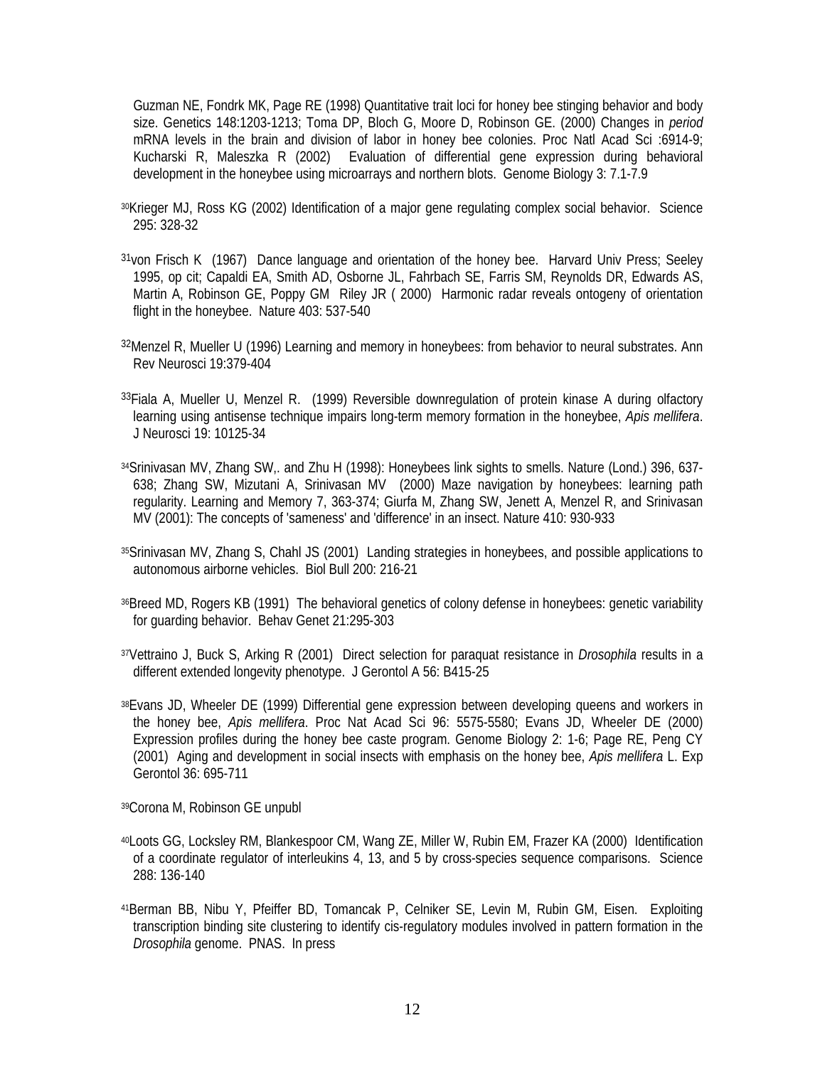Guzman NE, Fondrk MK, Page RE (1998) Quantitative trait loci for honey bee stinging behavior and body size. Genetics 148:1203-1213; Toma DP, Bloch G, Moore D, Robinson GE. (2000) Changes in *period* mRNA levels in the brain and division of labor in honey bee colonies. Proc Natl Acad Sci :6914-9; Kucharski R, Maleszka R (2002) Evaluation of differential gene expression during behavioral development in the honeybee using microarrays and northern blots. Genome Biology 3: 7.1-7.9

[30]Krieger MJ, Ross KG (2002) Identification of a major gene regulating complex social behavior. Science 295: 328-32

[31]von Frisch K (1967) Dance language and orientation of the honey bee. Harvard Univ Press; Seeley 1995, op cit; Capaldi EA, Smith AD, Osborne JL, Fahrbach SE, Farris SM, Reynolds DR, Edwards AS, Martin A, Robinson GE, Poppy GM Riley JR ( 2000) Harmonic radar reveals ontogeny of orientation flight in the honeybee. Nature 403: 537-540

[32]Menzel R, Mueller U (1996) Learning and memory in honeybees: from behavior to neural substrates. Ann Rev Neurosci 19:379-404

[33]Fiala A, Mueller U, Menzel R. (1999) Reversible downregulation of protein kinase A during olfactory learning using antisense technique impairs long-term memory formation in the honeybee, *Apis mellifera*. J Neurosci 19: 10125-34

[34]Srinivasan MV, Zhang SW,. and Zhu H (1998): Honeybees link sights to smells. Nature (Lond.) 396, 637-638; Zhang SW, Mizutani A, Srinivasan MV (2000) Maze navigation by honeybees: learning path regularity. Learning and Memory 7, 363-374; Giurfa M, Zhang SW, Jenett A, Menzel R, and Srinivasan MV (2001): The concepts of 'sameness' and 'difference' in an insect. Nature 410: 930-933

[35]Srinivasan MV, Zhang S, Chahl JS (2001) Landing strategies in honeybees, and possible applications to autonomous airborne vehicles. Biol Bull 200: 216-21

[36]Breed MD, Rogers KB (1991) The behavioral genetics of colony defense in honeybees: genetic variability for guarding behavior. Behav Genet 21:295-303

[37]Vettraino J, Buck S, Arking R (2001) Direct selection for paraquat resistance in *Drosophila* results in a different extended longevity phenotype. J Gerontol A 56: B415-25

[38]Evans JD, Wheeler DE (1999) Differential gene expression between developing queens and workers in the honey bee, *Apis mellifera*. Proc Nat Acad Sci 96: 5575-5580; Evans JD, Wheeler DE (2000) Expression profiles during the honey bee caste program. Genome Biology 2: 1-6; Page RE, Peng CY (2001) Aging and development in social insects with emphasis on the honey bee, *Apis mellifera* L. Exp Gerontol 36: 695-711

[39]Corona M, Robinson GE unpubl

[40]Loots GG, Locksley RM, Blankespoor CM, Wang ZE, Miller W, Rubin EM, Frazer KA (2000) Identification of a coordinate regulator of interleukins 4, 13, and 5 by cross-species sequence comparisons. Science 288: 136-140

[41]Berman BB, Nibu Y, Pfeiffer BD, Tomancak P, Celniker SE, Levin M, Rubin GM, Eisen. Exploiting transcription binding site clustering to identify cis-regulatory modules involved in pattern formation in the *Drosophila* genome. PNAS. In press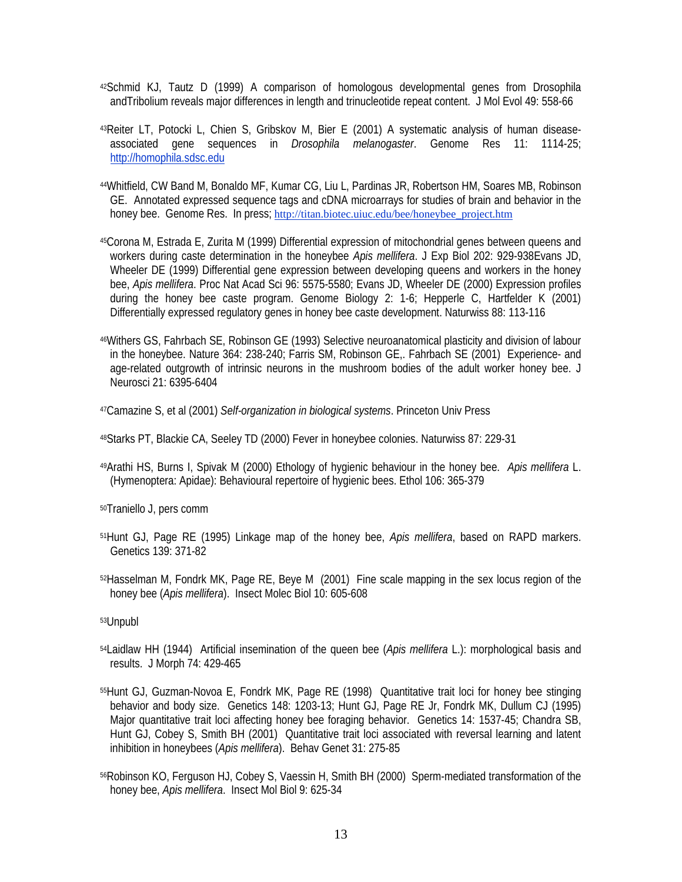[42]Schmid KJ, Tautz D (1999) A comparison of homologous developmental genes from Drosophila andTribolium reveals major differences in length and trinucleotide repeat content. J Mol Evol 49: 558-66

[43]Reiter LT, Potocki L, Chien S, Gribskov M, Bier E (2001) A systematic analysis of human disease-associated gene sequences in *Drosophila melanogaster*. Genome Res 11: 1114-25; http://homophila.sdsc.edu

[44]Whitfield, CW Band M, Bonaldo MF, Kumar CG, Liu L, Pardinas JR, Robertson HM, Soares MB, Robinson GE. Annotated expressed sequence tags and cDNA microarrays for studies of brain and behavior in the honey bee. Genome Res. In press; http://titan.biotec.uiuc.edu/bee/honeybee_project.htm

[45]Corona M, Estrada E, Zurita M (1999) Differential expression of mitochondrial genes between queens and workers during caste determination in the honeybee *Apis mellifera*. J Exp Biol 202: 929-938Evans JD, Wheeler DE (1999) Differential gene expression between developing queens and workers in the honey bee, *Apis mellifera*. Proc Nat Acad Sci 96: 5575-5580; Evans JD, Wheeler DE (2000) Expression profiles during the honey bee caste program. Genome Biology 2: 1-6; Hepperle C, Hartfelder K (2001) Differentially expressed regulatory genes in honey bee caste development. Naturwiss 88: 113-116

[46]Withers GS, Fahrbach SE, Robinson GE (1993) Selective neuroanatomical plasticity and division of labour in the honeybee. Nature 364: 238-240; Farris SM, Robinson GE,. Fahrbach SE (2001) Experience- and age-related outgrowth of intrinsic neurons in the mushroom bodies of the adult worker honey bee. J Neurosci 21: 6395-6404

[47]Camazine S, et al (2001) *Self-organization in biological systems*. Princeton Univ Press

[48]Starks PT, Blackie CA, Seeley TD (2000) Fever in honeybee colonies. Naturwiss 87: 229-31

[49]Arathi HS, Burns I, Spivak M (2000) Ethology of hygienic behaviour in the honey bee. *Apis mellifera* L. (Hymenoptera: Apidae): Behavioural repertoire of hygienic bees. Ethol 106: 365-379

[50]Traniello J, pers comm

[51]Hunt GJ, Page RE (1995) Linkage map of the honey bee, *Apis mellifera*, based on RAPD markers. Genetics 139: 371-82

[52]Hasselman M, Fondrk MK, Page RE, Beye M (2001) Fine scale mapping in the sex locus region of the honey bee (*Apis mellifera*). Insect Molec Biol 10: 605-608

[53]Unpubl

[54]Laidlaw HH (1944) Artificial insemination of the queen bee (*Apis mellifera* L.): morphological basis and results. J Morph 74: 429-465

[55]Hunt GJ, Guzman-Novoa E, Fondrk MK, Page RE (1998) Quantitative trait loci for honey bee stinging behavior and body size. Genetics 148: 1203-13; Hunt GJ, Page RE Jr, Fondrk MK, Dullum CJ (1995) Major quantitative trait loci affecting honey bee foraging behavior. Genetics 14: 1537-45; Chandra SB, Hunt GJ, Cobey S, Smith BH (2001) Quantitative trait loci associated with reversal learning and latent inhibition in honeybees (*Apis mellifera*). Behav Genet 31: 275-85

[56]Robinson KO, Ferguson HJ, Cobey S, Vaessin H, Smith BH (2000) Sperm-mediated transformation of the honey bee, *Apis mellifera*. Insect Mol Biol 9: 625-34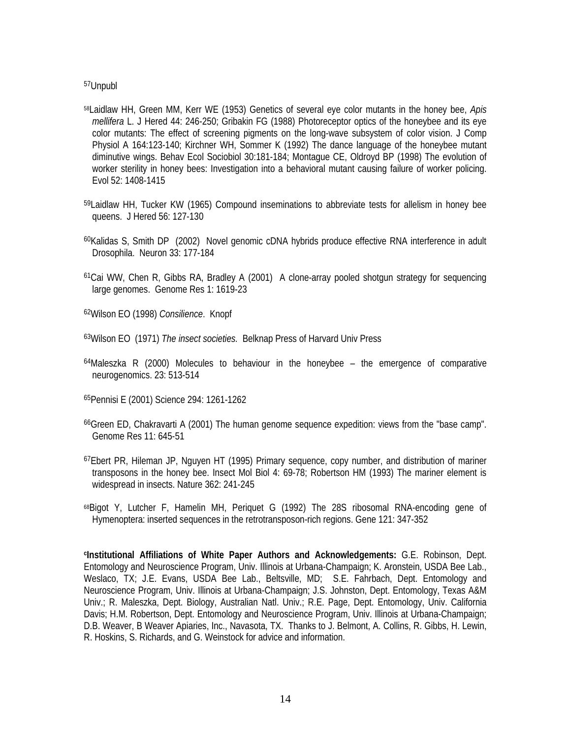[57]Unpubl

[58]Laidlaw HH, Green MM, Kerr WE (1953) Genetics of several eye color mutants in the honey bee, *Apis mellifera* L. J Hered 44: 246-250; Gribakin FG (1988) Photoreceptor optics of the honeybee and its eye color mutants: The effect of screening pigments on the long-wave subsystem of color vision. J Comp Physiol A 164:123-140; Kirchner WH, Sommer K (1992) The dance language of the honeybee mutant diminutive wings. Behav Ecol Sociobiol 30:181-184; Montague CE, Oldroyd BP (1998) The evolution of worker sterility in honey bees: Investigation into a behavioral mutant causing failure of worker policing. Evol 52: 1408-1415

[59]Laidlaw HH, Tucker KW (1965) Compound inseminations to abbreviate tests for allelism in honey bee queens. J Hered 56: 127-130

[60]Kalidas S, Smith DP (2002) Novel genomic cDNA hybrids produce effective RNA interference in adult Drosophila. Neuron 33: 177-184

[61]Cai WW, Chen R, Gibbs RA, Bradley A (2001) A clone-array pooled shotgun strategy for sequencing large genomes. Genome Res 1: 1619-23

[62]Wilson EO (1998) *Consilience*. Knopf

[63]Wilson EO (1971) *The insect societies.* Belknap Press of Harvard Univ Press

[64]Maleszka R (2000) Molecules to behaviour in the honeybee – the emergence of comparative neurogenomics. 23: 513-514

[65]Pennisi E (2001) Science 294: 1261-1262

[66]Green ED, Chakravarti A (2001) The human genome sequence expedition: views from the "base camp". Genome Res 11: 645-51

[67]Ebert PR, Hileman JP, Nguyen HT (1995) Primary sequence, copy number, and distribution of mariner transposons in the honey bee. Insect Mol Biol 4: 69-78; Robertson HM (1993) The mariner element is widespread in insects. Nature 362: 241-245

[68]Bigot Y, Lutcher F, Hamelin MH, Periquet G (1992) The 28S ribosomal RNA-encoding gene of Hymenoptera: inserted sequences in the retrotransposon-rich regions. Gene 121: 347-352

[c]**Institutional Affiliations of White Paper Authors and Acknowledgements:** G.E. Robinson, Dept. Entomology and Neuroscience Program, Univ. Illinois at Urbana-Champaign; K. Aronstein, USDA Bee Lab., Weslaco, TX; J.E. Evans, USDA Bee Lab., Beltsville, MD; S.E. Fahrbach, Dept. Entomology and Neuroscience Program, Univ. Illinois at Urbana-Champaign; J.S. Johnston, Dept. Entomology, Texas A&M Univ.; R. Maleszka, Dept. Biology, Australian Natl. Univ.; R.E. Page, Dept. Entomology, Univ. California Davis; H.M. Robertson, Dept. Entomology and Neuroscience Program, Univ. Illinois at Urbana-Champaign; D.B. Weaver, B Weaver Apiaries, Inc., Navasota, TX. Thanks to J. Belmont, A. Collins, R. Gibbs, H. Lewin, R. Hoskins, S. Richards, and G. Weinstock for advice and information.